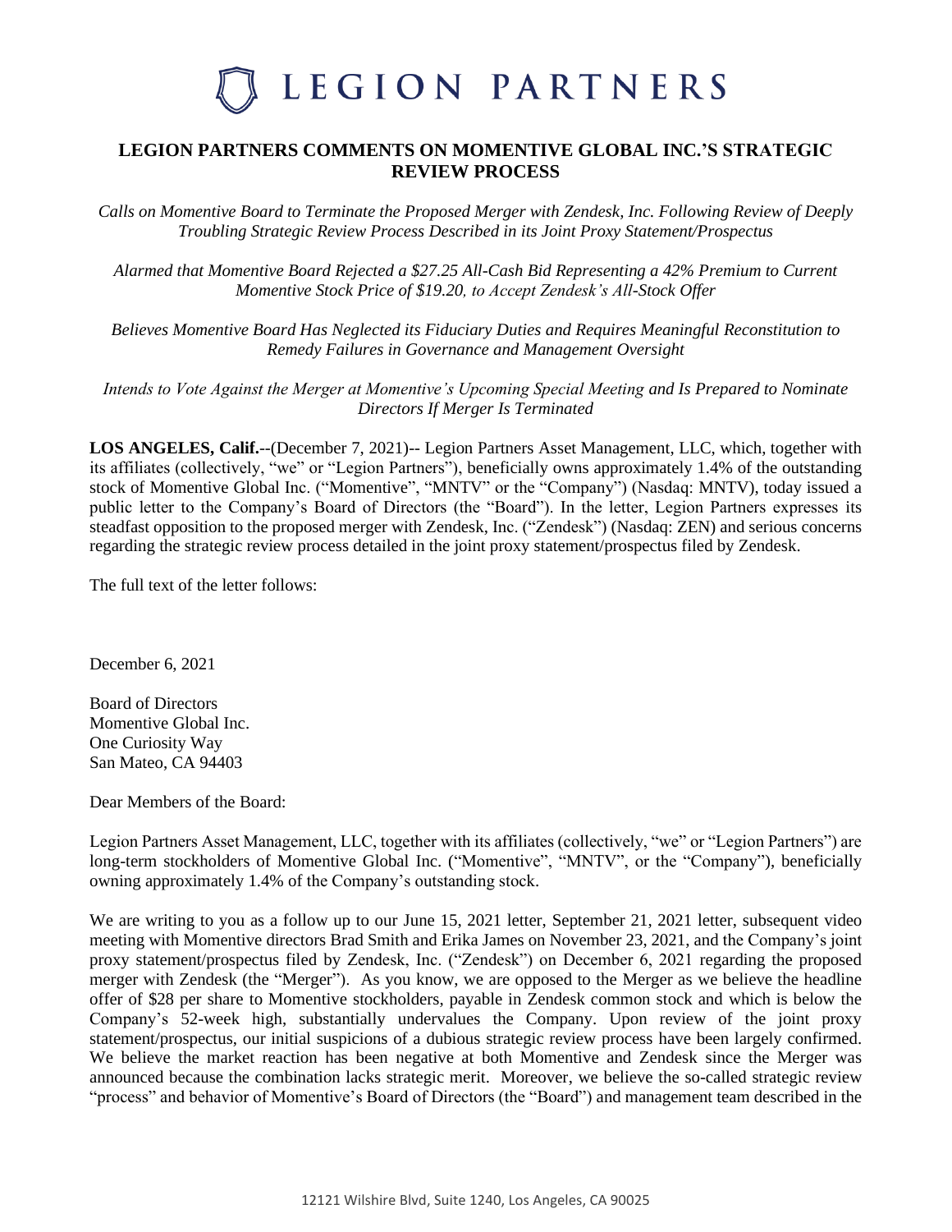# LEGION PARTNERS

## LEGION PARTNERS COMMENTS ON MOMENTIVE GLOBAL INC.'S STRATEGIC REVIEW PROCESS

*Calls on Momentive Board to Terminate the Proposed Merger with Zendesk, Inc. Following Review of Deeply Troubling Strategic Review Process Described in its Joint Proxy Statement/Prospectus*

*Alarmed that Momentive Board Rejected a $27.25 All-Cash Bid Representing a 42% Premium to Current Momentive Stock Price of $19.20, to Accept Zendesk's All-Stock Offer*

*Believes Momentive Board Has Neglected its Fiduciary Duties and Requires Meaningful Reconstitution to Remedy Failures in Governance and Management Oversight*

*Intends to Vote Against the Merger at Momentive's Upcoming Special Meeting and Is Prepared to Nominate Directors If Merger Is Terminated*

**LOS ANGELES, Calif.**--(December 7, 2021)-- Legion Partners Asset Management, LLC, which, together with its affiliates (collectively, "we" or "Legion Partners"), beneficially owns approximately 1.4% of the outstanding stock of Momentive Global Inc. ("Momentive", "MNTV" or the "Company") (Nasdaq: MNTV), today issued a public letter to the Company's Board of Directors (the "Board"). In the letter, Legion Partners expresses its steadfast opposition to the proposed merger with Zendesk, Inc. ("Zendesk") (Nasdaq: ZEN) and serious concerns regarding the strategic review process detailed in the joint proxy statement/prospectus filed by Zendesk.

The full text of the letter follows:

December 6, 2021

Board of Directors
Momentive Global Inc.
One Curiosity Way
San Mateo, CA 94403

Dear Members of the Board:

Legion Partners Asset Management, LLC, together with its affiliates (collectively, "we" or "Legion Partners") are long-term stockholders of Momentive Global Inc. ("Momentive", "MNTV", or the "Company"), beneficially owning approximately 1.4% of the Company's outstanding stock.

We are writing to you as a follow up to our June 15, 2021 letter, September 21, 2021 letter, subsequent video meeting with Momentive directors Brad Smith and Erika James on November 23, 2021, and the Company's joint proxy statement/prospectus filed by Zendesk, Inc. ("Zendesk") on December 6, 2021 regarding the proposed merger with Zendesk (the "Merger"). As you know, we are opposed to the Merger as we believe the headline offer of $28 per share to Momentive stockholders, payable in Zendesk common stock and which is below the Company's 52-week high, substantially undervalues the Company. Upon review of the joint proxy statement/prospectus, our initial suspicions of a dubious strategic review process have been largely confirmed. We believe the market reaction has been negative at both Momentive and Zendesk since the Merger was announced because the combination lacks strategic merit. Moreover, we believe the so-called strategic review "process" and behavior of Momentive's Board of Directors (the "Board") and management team described in the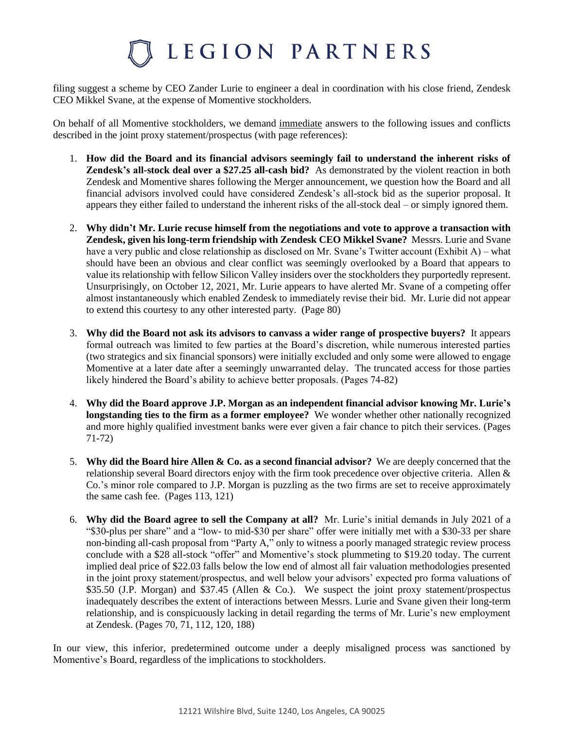filing suggest a scheme by CEO Zander Lurie to engineer a deal in coordination with his close friend, Zendesk CEO Mikkel Svane, at the expense of Momentive stockholders.

On behalf of all Momentive stockholders, we demand immediate answers to the following issues and conflicts described in the joint proxy statement/prospectus (with page references):

1. **How did the Board and its financial advisors seemingly fail to understand the inherent risks of Zendesk's all-stock deal over a $27.25 all-cash bid?** As demonstrated by the violent reaction in both Zendesk and Momentive shares following the Merger announcement, we question how the Board and all financial advisors involved could have considered Zendesk's all-stock bid as the superior proposal. It appears they either failed to understand the inherent risks of the all-stock deal – or simply ignored them.

2. **Why didn't Mr. Lurie recuse himself from the negotiations and vote to approve a transaction with Zendesk, given his long-term friendship with Zendesk CEO Mikkel Svane?** Messrs. Lurie and Svane have a very public and close relationship as disclosed on Mr. Svane's Twitter account (Exhibit A) – what should have been an obvious and clear conflict was seemingly overlooked by a Board that appears to value its relationship with fellow Silicon Valley insiders over the stockholders they purportedly represent. Unsurprisingly, on October 12, 2021, Mr. Lurie appears to have alerted Mr. Svane of a competing offer almost instantaneously which enabled Zendesk to immediately revise their bid. Mr. Lurie did not appear to extend this courtesy to any other interested party. (Page 80)

3. **Why did the Board not ask its advisors to canvass a wider range of prospective buyers?** It appears formal outreach was limited to few parties at the Board's discretion, while numerous interested parties (two strategics and six financial sponsors) were initially excluded and only some were allowed to engage Momentive at a later date after a seemingly unwarranted delay. The truncated access for those parties likely hindered the Board's ability to achieve better proposals. (Pages 74-82)

4. **Why did the Board approve J.P. Morgan as an independent financial advisor knowing Mr. Lurie's longstanding ties to the firm as a former employee?** We wonder whether other nationally recognized and more highly qualified investment banks were ever given a fair chance to pitch their services. (Pages 71-72)

5. **Why did the Board hire Allen & Co. as a second financial advisor?** We are deeply concerned that the relationship several Board directors enjoy with the firm took precedence over objective criteria. Allen & Co.'s minor role compared to J.P. Morgan is puzzling as the two firms are set to receive approximately the same cash fee. (Pages 113, 121)

6. **Why did the Board agree to sell the Company at all?** Mr. Lurie's initial demands in July 2021 of a "$30-plus per share" and a "low- to mid-$30 per share" offer were initially met with a $30-33 per share non-binding all-cash proposal from "Party A," only to witness a poorly managed strategic review process conclude with a $28 all-stock "offer" and Momentive's stock plummeting to $19.20 today. The current implied deal price of $22.03 falls below the low end of almost all fair valuation methodologies presented in the joint proxy statement/prospectus, and well below your advisors' expected pro forma valuations of $35.50 (J.P. Morgan) and $37.45 (Allen & Co.). We suspect the joint proxy statement/prospectus inadequately describes the extent of interactions between Messrs. Lurie and Svane given their long-term relationship, and is conspicuously lacking in detail regarding the terms of Mr. Lurie's new employment at Zendesk. (Pages 70, 71, 112, 120, 188)

In our view, this inferior, predetermined outcome under a deeply misaligned process was sanctioned by Momentive's Board, regardless of the implications to stockholders.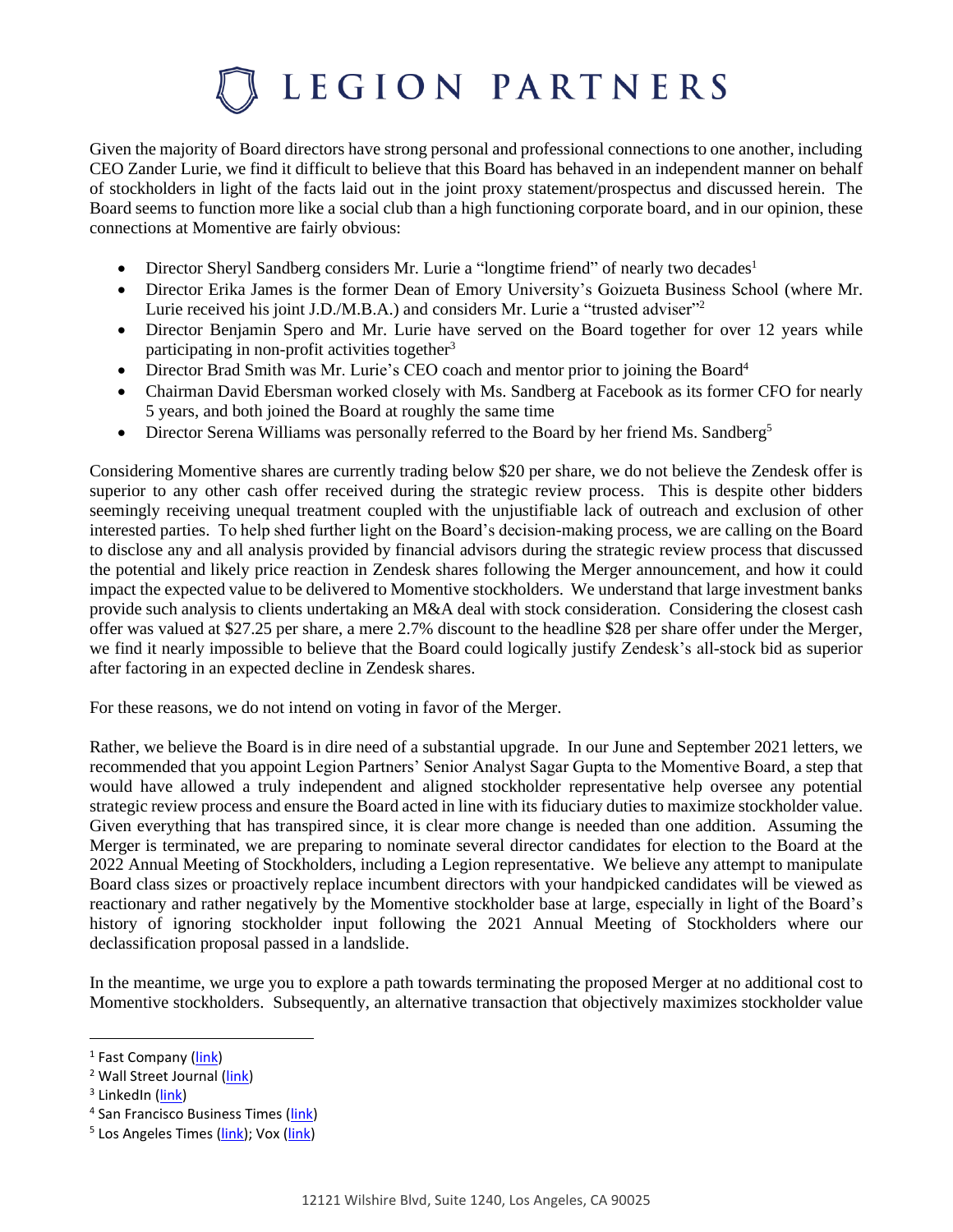Given the majority of Board directors have strong personal and professional connections to one another, including CEO Zander Lurie, we find it difficult to believe that this Board has behaved in an independent manner on behalf of stockholders in light of the facts laid out in the joint proxy statement/prospectus and discussed herein. The Board seems to function more like a social club than a high functioning corporate board, and in our opinion, these connections at Momentive are fairly obvious:

- Director Sheryl Sandberg considers Mr. Lurie a "longtime friend" of nearly two decades[1]
- Director Erika James is the former Dean of Emory University's Goizueta Business School (where Mr. Lurie received his joint J.D./M.B.A.) and considers Mr. Lurie a "trusted adviser"[2]
- Director Benjamin Spero and Mr. Lurie have served on the Board together for over 12 years while participating in non-profit activities together[3]
- Director Brad Smith was Mr. Lurie's CEO coach and mentor prior to joining the Board[4]
- Chairman David Ebersman worked closely with Ms. Sandberg at Facebook as its former CFO for nearly 5 years, and both joined the Board at roughly the same time
- Director Serena Williams was personally referred to the Board by her friend Ms. Sandberg[5]

Considering Momentive shares are currently trading below $20 per share, we do not believe the Zendesk offer is superior to any other cash offer received during the strategic review process. This is despite other bidders seemingly receiving unequal treatment coupled with the unjustifiable lack of outreach and exclusion of other interested parties. To help shed further light on the Board's decision-making process, we are calling on the Board to disclose any and all analysis provided by financial advisors during the strategic review process that discussed the potential and likely price reaction in Zendesk shares following the Merger announcement, and how it could impact the expected value to be delivered to Momentive stockholders. We understand that large investment banks provide such analysis to clients undertaking an M&A deal with stock consideration. Considering the closest cash offer was valued at $27.25 per share, a mere 2.7% discount to the headline $28 per share offer under the Merger, we find it nearly impossible to believe that the Board could logically justify Zendesk's all-stock bid as superior after factoring in an expected decline in Zendesk shares.

For these reasons, we do not intend on voting in favor of the Merger.

Rather, we believe the Board is in dire need of a substantial upgrade. In our June and September 2021 letters, we recommended that you appoint Legion Partners' Senior Analyst Sagar Gupta to the Momentive Board, a step that would have allowed a truly independent and aligned stockholder representative help oversee any potential strategic review process and ensure the Board acted in line with its fiduciary duties to maximize stockholder value. Given everything that has transpired since, it is clear more change is needed than one addition. Assuming the Merger is terminated, we are preparing to nominate several director candidates for election to the Board at the 2022 Annual Meeting of Stockholders, including a Legion representative. We believe any attempt to manipulate Board class sizes or proactively replace incumbent directors with your handpicked candidates will be viewed as reactionary and rather negatively by the Momentive stockholder base at large, especially in light of the Board's history of ignoring stockholder input following the 2021 Annual Meeting of Stockholders where our declassification proposal passed in a landslide.

In the meantime, we urge you to explore a path towards terminating the proposed Merger at no additional cost to Momentive stockholders. Subsequently, an alternative transaction that objectively maximizes stockholder value

---

[1] Fast Company (link)

[2] Wall Street Journal (link)

[3] LinkedIn (link)

[4] San Francisco Business Times (link)

[5] Los Angeles Times (link); Vox (link)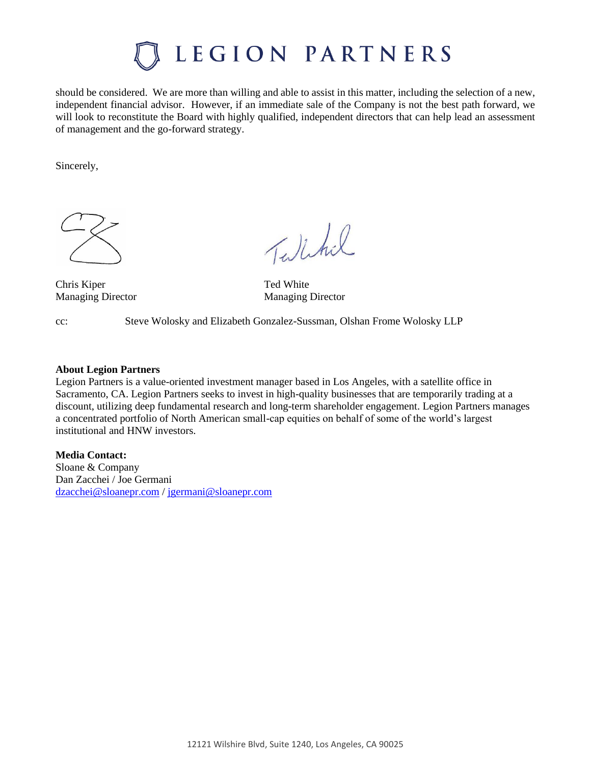should be considered. We are more than willing and able to assist in this matter, including the selection of a new, independent financial advisor. However, if an immediate sale of the Company is not the best path forward, we will look to reconstitute the Board with highly qualified, independent directors that can help lead an assessment of management and the go-forward strategy.

Sincerely,

Chris Kiper
Managing Director

Ted White
Managing Director

cc: Steve Wolosky and Elizabeth Gonzalez-Sussman, Olshan Frome Wolosky LLP

**About Legion Partners**
Legion Partners is a value-oriented investment manager based in Los Angeles, with a satellite office in Sacramento, CA. Legion Partners seeks to invest in high-quality businesses that are temporarily trading at a discount, utilizing deep fundamental research and long-term shareholder engagement. Legion Partners manages a concentrated portfolio of North American small-cap equities on behalf of some of the world's largest institutional and HNW investors.

**Media Contact:**
Sloane & Company
Dan Zacchei / Joe Germani
dzacchei@sloanepr.com / jgermani@sloanepr.com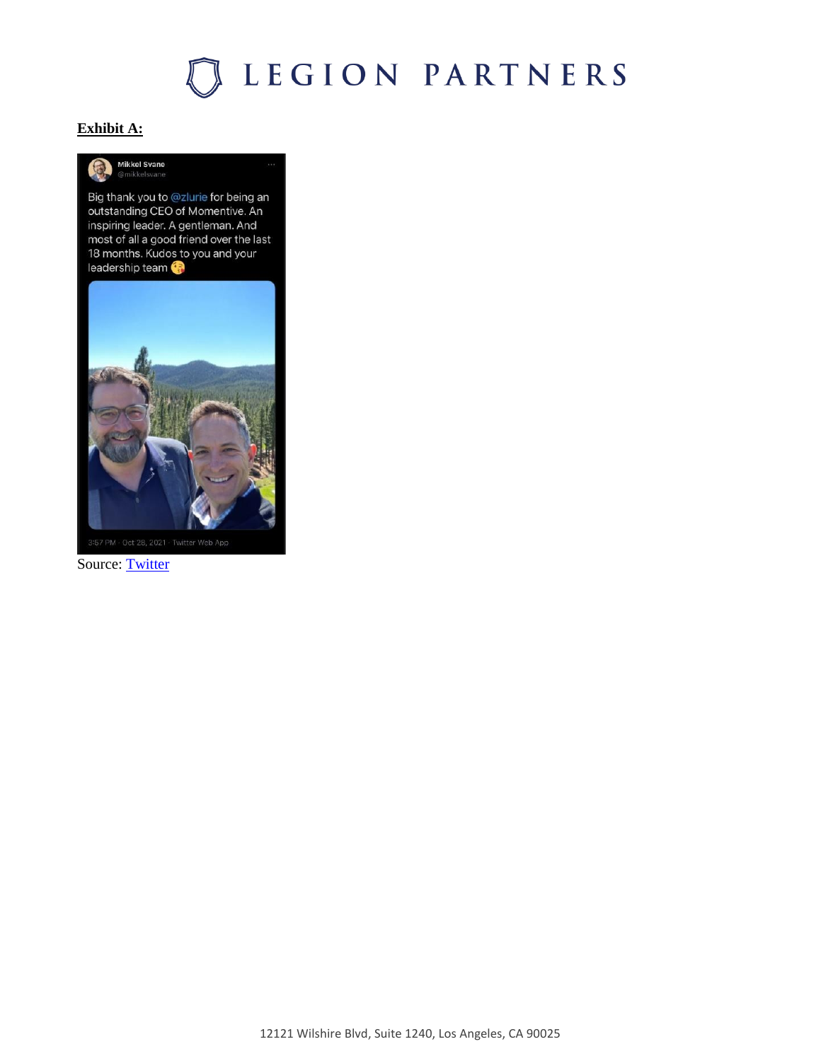**Exhibit A:**

Mikkel Svane
@mikkelsvane

Big thank you to @zlurie for being an outstanding CEO of Momentive. An inspiring leader. A gentleman. And most of all a good friend over the last 18 months. Kudos to you and your leadership team 😘

3:57 PM · Oct 28, 2021 · Twitter Web App

Source: Twitter